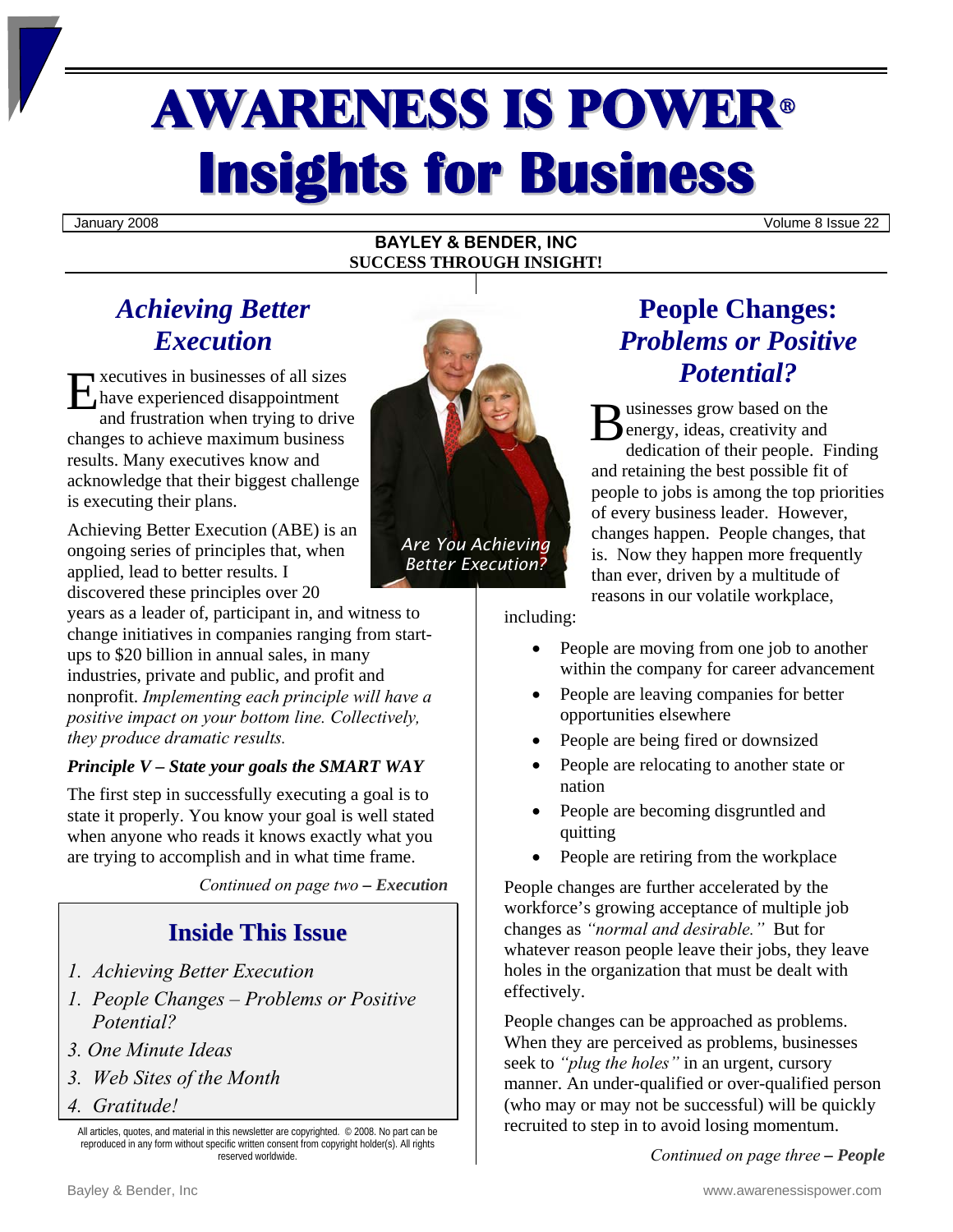# AWARENESS IS POWER®
# Insights for Business

January 2008 | Volume 8 Issue 22

**BAYLEY & BENDER, INC**
**SUCCESS THROUGH INSIGHT!**

## *Achieving Better Execution*

Executives in businesses of all sizes have experienced disappointment and frustration when trying to drive changes to achieve maximum business results. Many executives know and acknowledge that their biggest challenge is executing their plans.

Achieving Better Execution (ABE) is an ongoing series of principles that, when applied, lead to better results. I discovered these principles over 20 years as a leader of, participant in, and witness to change initiatives in companies ranging from start-ups to $20 billion in annual sales, in many industries, private and public, and profit and nonprofit. *Implementing each principle will have a positive impact on your bottom line. Collectively, they produce dramatic results.*

***Principle V – State your goals the SMART WAY***

The first step in successfully executing a goal is to state it properly. You know your goal is well stated when anyone who reads it knows exactly what you are trying to accomplish and in what time frame.

*Continued on page two* ***– Execution***

*Are You Achieving Better Execution?*

## Inside This Issue

1. *Achieving Better Execution*
1. *People Changes – Problems or Positive Potential?*
3. *One Minute Ideas*
3. *Web Sites of the Month*
4. *Gratitude!*

All articles, quotes, and material in this newsletter are copyrighted. © 2008. No part can be reproduced in any form without specific written consent from copyright holder(s). All rights reserved worldwide.

## People Changes: *Problems or Positive Potential?*

Businesses grow based on the energy, ideas, creativity and dedication of their people. Finding and retaining the best possible fit of people to jobs is among the top priorities of every business leader. However, changes happen. People changes, that is. Now they happen more frequently than ever, driven by a multitude of reasons in our volatile workplace, including:

- People are moving from one job to another within the company for career advancement
- People are leaving companies for better opportunities elsewhere
- People are being fired or downsized
- People are relocating to another state or nation
- People are becoming disgruntled and quitting
- People are retiring from the workplace

People changes are further accelerated by the workforce's growing acceptance of multiple job changes as *"normal and desirable."* But for whatever reason people leave their jobs, they leave holes in the organization that must be dealt with effectively.

People changes can be approached as problems. When they are perceived as problems, businesses seek to *"plug the holes"* in an urgent, cursory manner. An under-qualified or over-qualified person (who may or may not be successful) will be quickly recruited to step in to avoid losing momentum.

*Continued on page three* ***– People***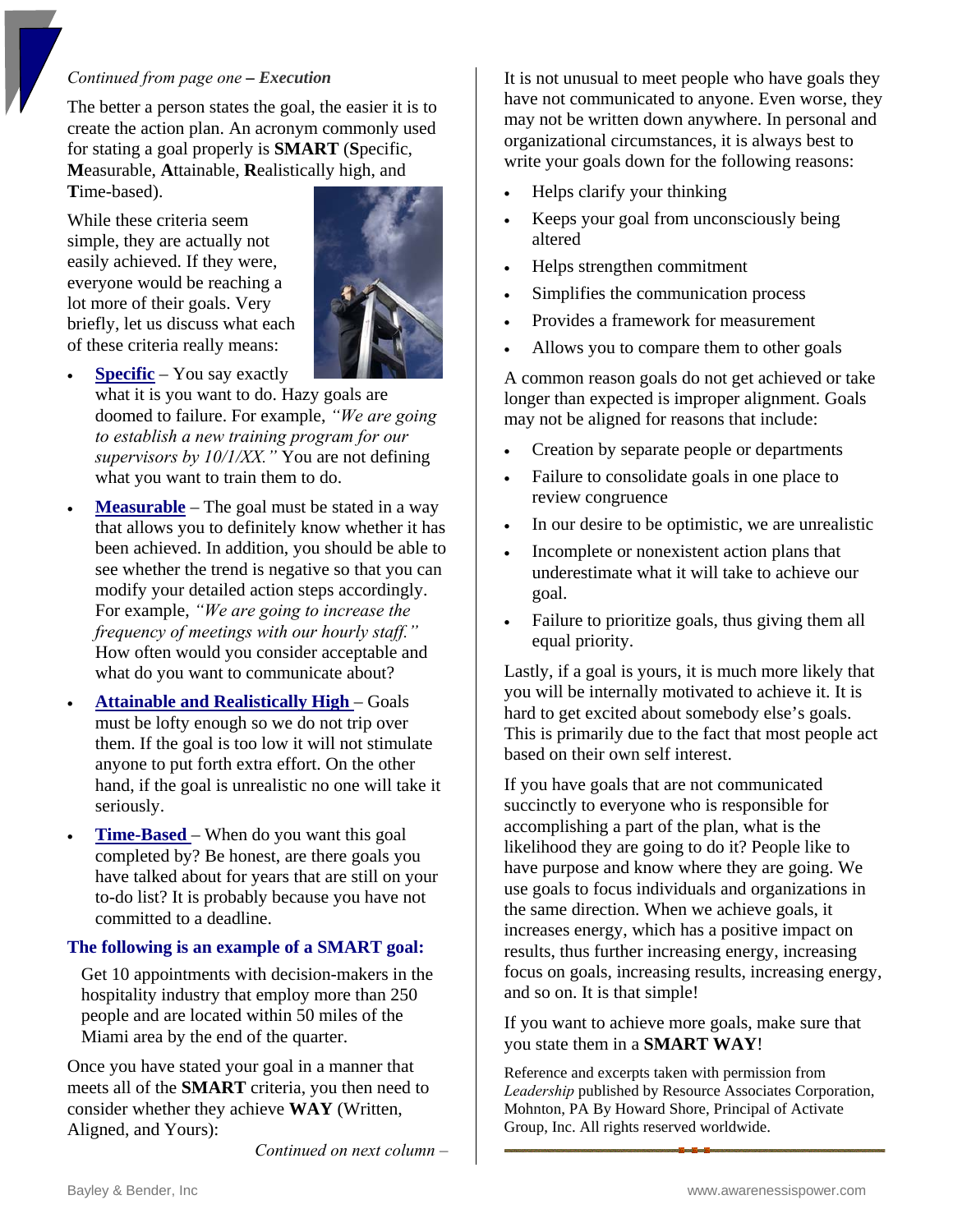*Continued from page one* ***– Execution***

The better a person states the goal, the easier it is to create the action plan. An acronym commonly used for stating a goal properly is **SMART** (**S**pecific, **M**easurable, **A**ttainable, **R**ealistically high, and **T**ime-based).

While these criteria seem simple, they are actually not easily achieved. If they were, everyone would be reaching a lot more of their goals. Very briefly, let us discuss what each of these criteria really means:

- **Specific** – You say exactly what it is you want to do. Hazy goals are doomed to failure. For example, *"We are going to establish a new training program for our supervisors by 10/1/XX."* You are not defining what you want to train them to do.
- **Measurable** – The goal must be stated in a way that allows you to definitely know whether it has been achieved. In addition, you should be able to see whether the trend is negative so that you can modify your detailed action steps accordingly. For example, *"We are going to increase the frequency of meetings with our hourly staff."* How often would you consider acceptable and what do you want to communicate about?
- **Attainable and Realistically High** – Goals must be lofty enough so we do not trip over them. If the goal is too low it will not stimulate anyone to put forth extra effort. On the other hand, if the goal is unrealistic no one will take it seriously.
- **Time-Based** – When do you want this goal completed by? Be honest, are there goals you have talked about for years that are still on your to-do list? It is probably because you have not committed to a deadline.

**The following is an example of a SMART goal:**

Get 10 appointments with decision-makers in the hospitality industry that employ more than 250 people and are located within 50 miles of the Miami area by the end of the quarter.

Once you have stated your goal in a manner that meets all of the **SMART** criteria, you then need to consider whether they achieve **WAY** (Written, Aligned, and Yours):

*Continued on next column –*

It is not unusual to meet people who have goals they have not communicated to anyone. Even worse, they may not be written down anywhere. In personal and organizational circumstances, it is always best to write your goals down for the following reasons:

- Helps clarify your thinking
- Keeps your goal from unconsciously being altered
- Helps strengthen commitment
- Simplifies the communication process
- Provides a framework for measurement
- Allows you to compare them to other goals

A common reason goals do not get achieved or take longer than expected is improper alignment. Goals may not be aligned for reasons that include:

- Creation by separate people or departments
- Failure to consolidate goals in one place to review congruence
- In our desire to be optimistic, we are unrealistic
- Incomplete or nonexistent action plans that underestimate what it will take to achieve our goal.
- Failure to prioritize goals, thus giving them all equal priority.

Lastly, if a goal is yours, it is much more likely that you will be internally motivated to achieve it. It is hard to get excited about somebody else's goals. This is primarily due to the fact that most people act based on their own self interest.

If you have goals that are not communicated succinctly to everyone who is responsible for accomplishing a part of the plan, what is the likelihood they are going to do it? People like to have purpose and know where they are going. We use goals to focus individuals and organizations in the same direction. When we achieve goals, it increases energy, which has a positive impact on results, thus further increasing energy, increasing focus on goals, increasing results, increasing energy, and so on. It is that simple!

If you want to achieve more goals, make sure that you state them in a **SMART WAY**!

Reference and excerpts taken with permission from *Leadership* published by Resource Associates Corporation, Mohnton, PA By Howard Shore, Principal of Activate Group, Inc. All rights reserved worldwide.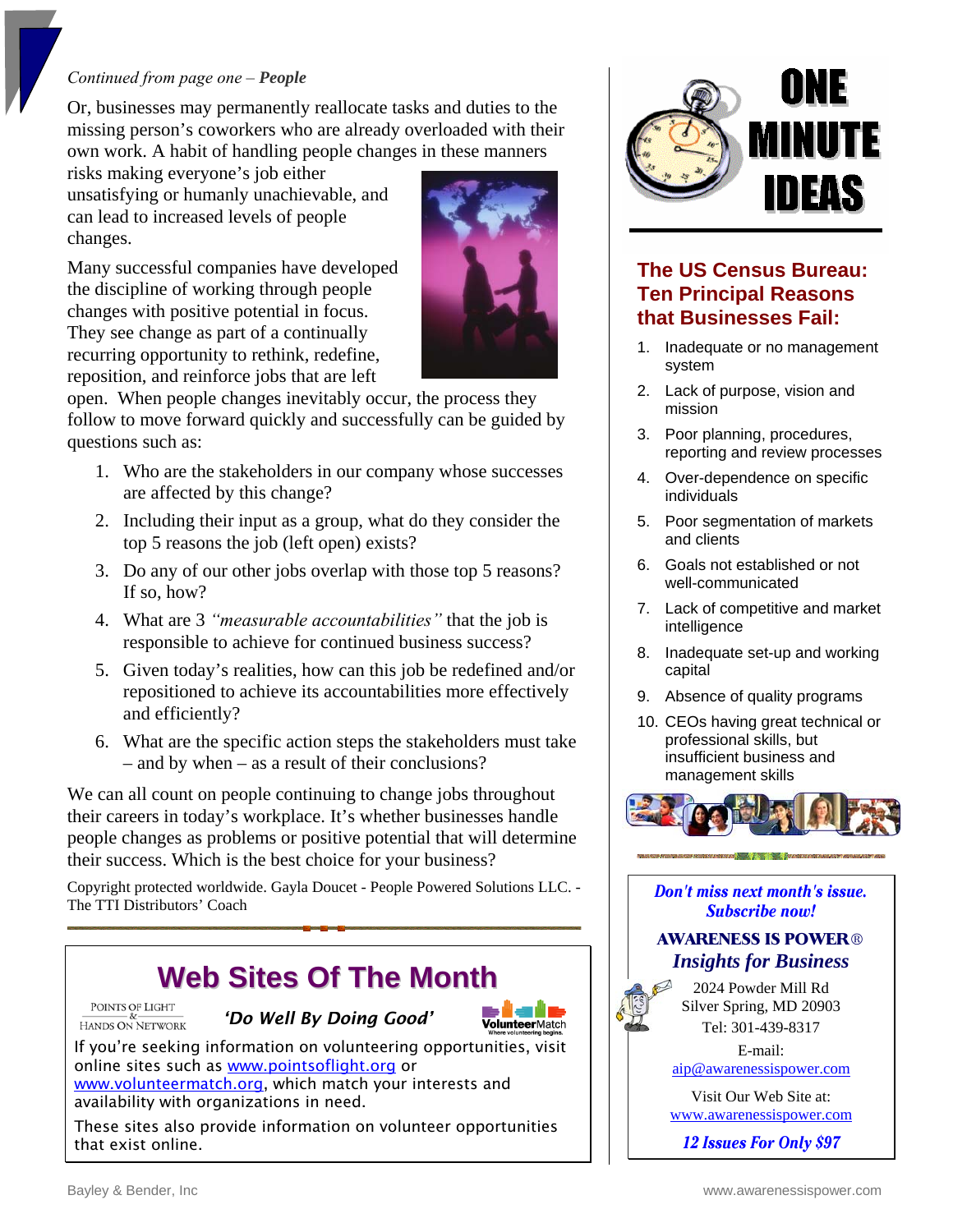*Continued from page one –* ***People***

Or, businesses may permanently reallocate tasks and duties to the missing person's coworkers who are already overloaded with their own work. A habit of handling people changes in these manners risks making everyone's job either unsatisfying or humanly unachievable, and can lead to increased levels of people changes.

Many successful companies have developed the discipline of working through people changes with positive potential in focus. They see change as part of a continually recurring opportunity to rethink, redefine, reposition, and reinforce jobs that are left open. When people changes inevitably occur, the process they follow to move forward quickly and successfully can be guided by questions such as:

1. Who are the stakeholders in our company whose successes are affected by this change?
2. Including their input as a group, what do they consider the top 5 reasons the job (left open) exists?
3. Do any of our other jobs overlap with those top 5 reasons? If so, how?
4. What are 3 *"measurable accountabilities"* that the job is responsible to achieve for continued business success?
5. Given today's realities, how can this job be redefined and/or repositioned to achieve its accountabilities more effectively and efficiently?
6. What are the specific action steps the stakeholders must take – and by when – as a result of their conclusions?

We can all count on people continuing to change jobs throughout their careers in today's workplace. It's whether businesses handle people changes as problems or positive potential that will determine their success. Which is the best choice for your business?

Copyright protected worldwide. Gayla Doucet - People Powered Solutions LLC. - The TTI Distributors' Coach

## Web Sites Of The Month

Points of Light & Hands On Network

**'Do Well By Doing Good'**

VolunteerMatch — Where volunteering begins.

If you're seeking information on volunteering opportunities, visit online sites such as www.pointsoflight.org or www.volunteermatch.org, which match your interests and availability with organizations in need.

These sites also provide information on volunteer opportunities that exist online.

# ONE MINUTE IDEAS

## The US Census Bureau: Ten Principal Reasons that Businesses Fail:

1. Inadequate or no management system
2. Lack of purpose, vision and mission
3. Poor planning, procedures, reporting and review processes
4. Over-dependence on specific individuals
5. Poor segmentation of markets and clients
6. Goals not established or not well-communicated
7. Lack of competitive and market intelligence
8. Inadequate set-up and working capital
9. Absence of quality programs
10. CEOs having great technical or professional skills, but insufficient business and management skills

***Don't miss next month's issue. Subscribe now!***

**AWARENESS IS POWER®**

***Insights for Business***

2024 Powder Mill Rd
Silver Spring, MD 20903
Tel: 301-439-8317

E-mail:
aip@awarenessispower.com

Visit Our Web Site at:
www.awarenessispower.com

***12 Issues For Only $97***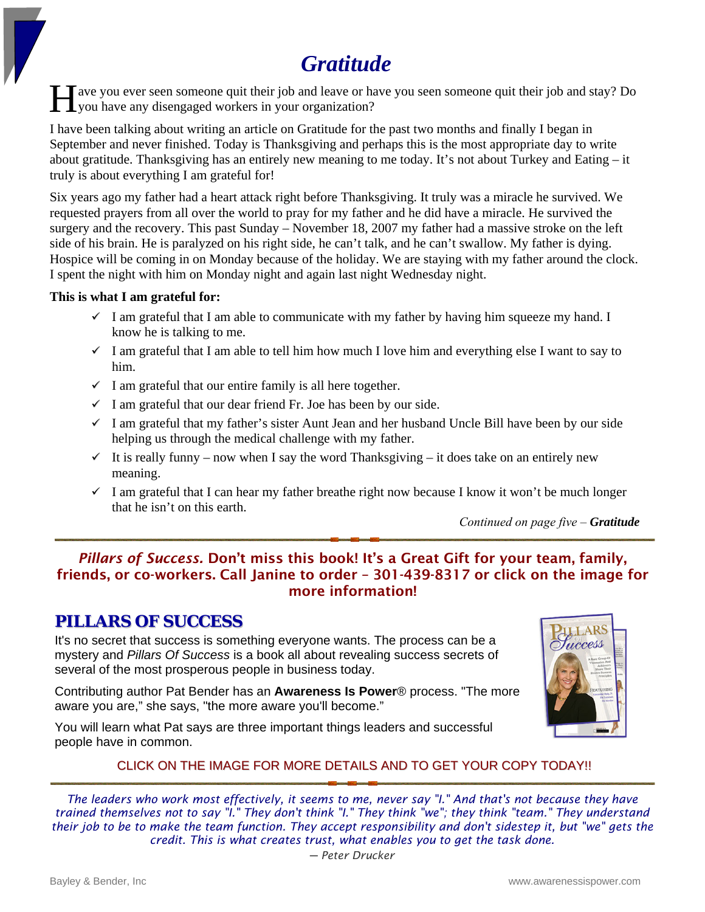# *Gratitude*

Have you ever seen someone quit their job and leave or have you seen someone quit their job and stay? Do you have any disengaged workers in your organization?

I have been talking about writing an article on Gratitude for the past two months and finally I began in September and never finished. Today is Thanksgiving and perhaps this is the most appropriate day to write about gratitude. Thanksgiving has an entirely new meaning to me today. It's not about Turkey and Eating – it truly is about everything I am grateful for!

Six years ago my father had a heart attack right before Thanksgiving. It truly was a miracle he survived. We requested prayers from all over the world to pray for my father and he did have a miracle. He survived the surgery and the recovery. This past Sunday – November 18, 2007 my father had a massive stroke on the left side of his brain. He is paralyzed on his right side, he can't talk, and he can't swallow. My father is dying. Hospice will be coming in on Monday because of the holiday. We are staying with my father around the clock. I spent the night with him on Monday night and again last night Wednesday night.

**This is what I am grateful for:**

- ✓ I am grateful that I am able to communicate with my father by having him squeeze my hand. I know he is talking to me.
- ✓ I am grateful that I am able to tell him how much I love him and everything else I want to say to him.
- ✓ I am grateful that our entire family is all here together.
- ✓ I am grateful that our dear friend Fr. Joe has been by our side.
- ✓ I am grateful that my father's sister Aunt Jean and her husband Uncle Bill have been by our side helping us through the medical challenge with my father.
- ✓ It is really funny – now when I say the word Thanksgiving – it does take on an entirely new meaning.
- ✓ I am grateful that I can hear my father breathe right now because I know it won't be much longer that he isn't on this earth.

*Continued on page five –* ***Gratitude***

---

***Pillars of Success.*** **Don't miss this book! It's a Great Gift for your team, family, friends, or co-workers. Call Janine to order – 301-439-8317 or click on the image for more information!**

## PILLARS OF SUCCESS

It's no secret that success is something everyone wants. The process can be a mystery and *Pillars Of Success* is a book all about revealing success secrets of several of the most prosperous people in business today.

Contributing author Pat Bender has an **Awareness Is Power**® process. "The more aware you are," she says, "the more aware you'll become."

You will learn what Pat says are three important things leaders and successful people have in common.

CLICK ON THE IMAGE FOR MORE DETAILS AND TO GET YOUR COPY TODAY!!

---

*The leaders who work most effectively, it seems to me, never say "I." And that's not because they have trained themselves not to say "I." They don't think "I." They think "we"; they think "team." They understand their job to be to make the team function. They accept responsibility and don't sidestep it, but "we" gets the credit. This is what creates trust, what enables you to get the task done.*

*— Peter Drucker*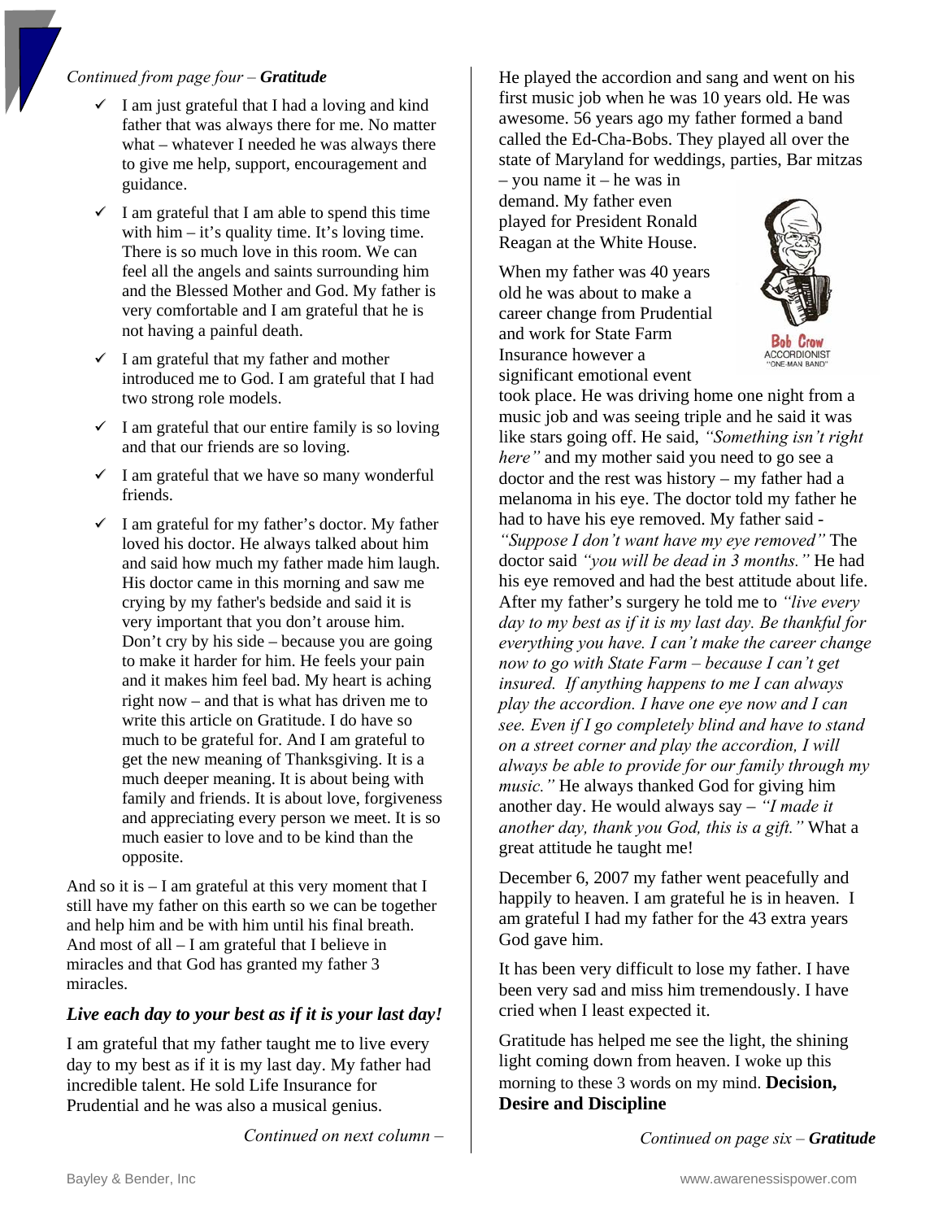*Continued from page four –* ***Gratitude***

- ✓ I am just grateful that I had a loving and kind father that was always there for me. No matter what – whatever I needed he was always there to give me help, support, encouragement and guidance.
- ✓ I am grateful that I am able to spend this time with him – it's quality time. It's loving time. There is so much love in this room. We can feel all the angels and saints surrounding him and the Blessed Mother and God. My father is very comfortable and I am grateful that he is not having a painful death.
- ✓ I am grateful that my father and mother introduced me to God. I am grateful that I had two strong role models.
- ✓ I am grateful that our entire family is so loving and that our friends are so loving.
- ✓ I am grateful that we have so many wonderful friends.
- ✓ I am grateful for my father's doctor. My father loved his doctor. He always talked about him and said how much my father made him laugh. His doctor came in this morning and saw me crying by my father's bedside and said it is very important that you don't arouse him. Don't cry by his side – because you are going to make it harder for him. He feels your pain and it makes him feel bad. My heart is aching right now – and that is what has driven me to write this article on Gratitude. I do have so much to be grateful for. And I am grateful to get the new meaning of Thanksgiving. It is a much deeper meaning. It is about being with family and friends. It is about love, forgiveness and appreciating every person we meet. It is so much easier to love and to be kind than the opposite.

And so it is – I am grateful at this very moment that I still have my father on this earth so we can be together and help him and be with him until his final breath. And most of all – I am grateful that I believe in miracles and that God has granted my father 3 miracles.

***Live each day to your best as if it is your last day!***

I am grateful that my father taught me to live every day to my best as if it is my last day. My father had incredible talent. He sold Life Insurance for Prudential and he was also a musical genius.

*Continued on next column –*

He played the accordion and sang and went on his first music job when he was 10 years old. He was awesome. 56 years ago my father formed a band called the Ed-Cha-Bobs. They played all over the state of Maryland for weddings, parties, Bar mitzas – you name it – he was in demand. My father even played for President Ronald Reagan at the White House.

Bob Crow
ACCORDIONIST
"ONE-MAN BAND"

When my father was 40 years old he was about to make a career change from Prudential and work for State Farm Insurance however a significant emotional event took place. He was driving home one night from a music job and was seeing triple and he said it was like stars going off. He said, *"Something isn't right here"* and my mother said you need to go see a doctor and the rest was history – my father had a melanoma in his eye. The doctor told my father he had to have his eye removed. My father said - *"Suppose I don't want have my eye removed"* The doctor said *"you will be dead in 3 months."* He had his eye removed and had the best attitude about life. After my father's surgery he told me to *"live every day to my best as if it is my last day. Be thankful for everything you have. I can't make the career change now to go with State Farm – because I can't get insured. If anything happens to me I can always play the accordion. I have one eye now and I can see. Even if I go completely blind and have to stand on a street corner and play the accordion, I will always be able to provide for our family through my music."* He always thanked God for giving him another day. He would always say – *"I made it another day, thank you God, this is a gift."* What a great attitude he taught me!

December 6, 2007 my father went peacefully and happily to heaven. I am grateful he is in heaven. I am grateful I had my father for the 43 extra years God gave him.

It has been very difficult to lose my father. I have been very sad and miss him tremendously. I have cried when I least expected it.

Gratitude has helped me see the light, the shining light coming down from heaven. I woke up this morning to these 3 words on my mind. **Decision, Desire and Discipline**

*Continued on page six –* ***Gratitude***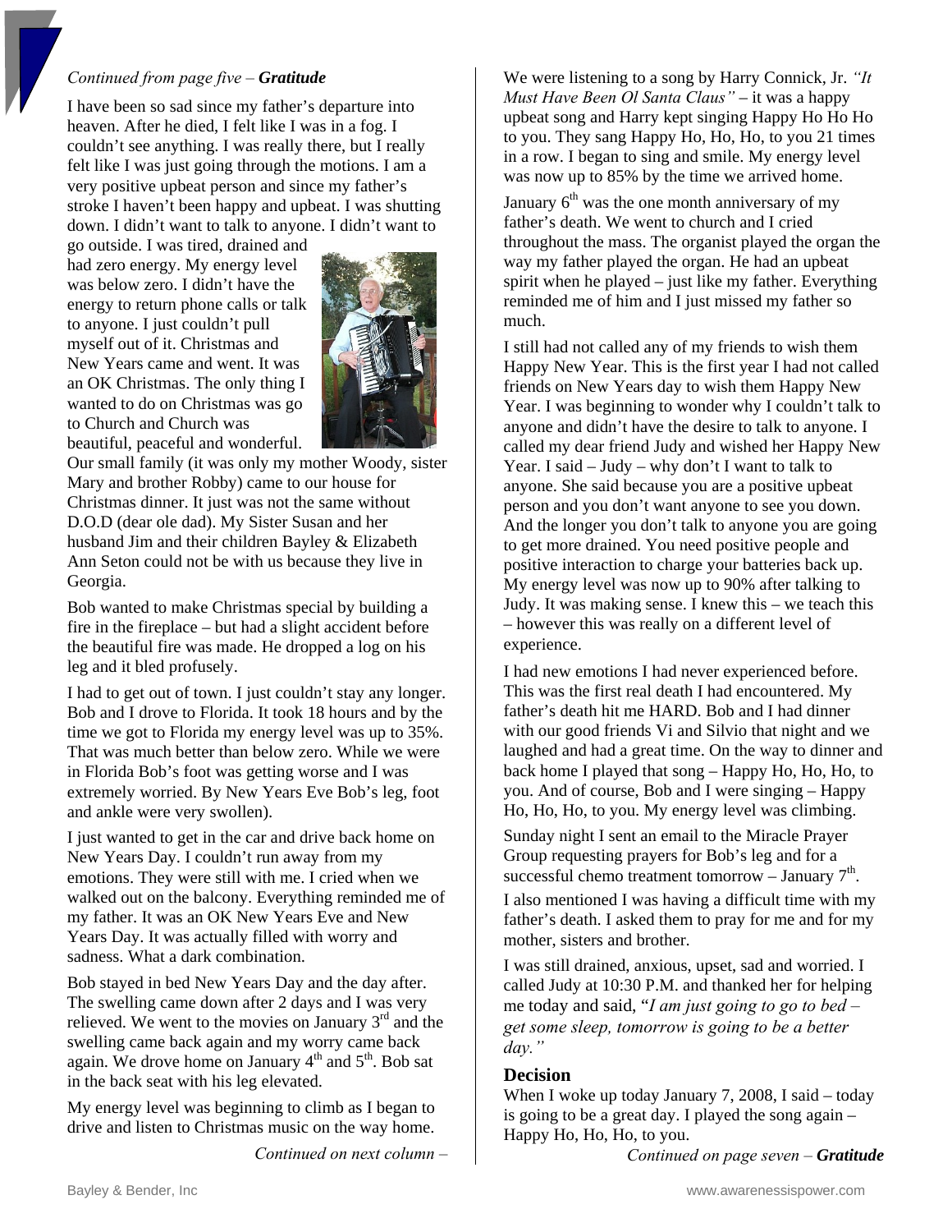*Continued from page five – **Gratitude***

I have been so sad since my father's departure into heaven. After he died, I felt like I was in a fog. I couldn't see anything. I was really there, but I really felt like I was just going through the motions. I am a very positive upbeat person and since my father's stroke I haven't been happy and upbeat. I was shutting down. I didn't want to talk to anyone. I didn't want to go outside. I was tired, drained and had zero energy. My energy level was below zero. I didn't have the energy to return phone calls or talk to anyone. I just couldn't pull myself out of it. Christmas and New Years came and went. It was an OK Christmas. The only thing I wanted to do on Christmas was go to Church and Church was beautiful, peaceful and wonderful. Our small family (it was only my mother Woody, sister Mary and brother Robby) came to our house for Christmas dinner. It just was not the same without D.O.D (dear ole dad). My Sister Susan and her husband Jim and their children Bayley & Elizabeth Ann Seton could not be with us because they live in Georgia.

Bob wanted to make Christmas special by building a fire in the fireplace – but had a slight accident before the beautiful fire was made. He dropped a log on his leg and it bled profusely.

I had to get out of town. I just couldn't stay any longer. Bob and I drove to Florida. It took 18 hours and by the time we got to Florida my energy level was up to 35%. That was much better than below zero. While we were in Florida Bob's foot was getting worse and I was extremely worried. By New Years Eve Bob's leg, foot and ankle were very swollen).

I just wanted to get in the car and drive back home on New Years Day. I couldn't run away from my emotions. They were still with me. I cried when we walked out on the balcony. Everything reminded me of my father. It was an OK New Years Eve and New Years Day. It was actually filled with worry and sadness. What a dark combination.

Bob stayed in bed New Years Day and the day after. The swelling came down after 2 days and I was very relieved. We went to the movies on January 3rd and the swelling came back again and my worry came back again. We drove home on January 4th and 5th. Bob sat in the back seat with his leg elevated.

My energy level was beginning to climb as I began to drive and listen to Christmas music on the way home.

We were listening to a song by Harry Connick, Jr. *"It Must Have Been Ol Santa Claus"* – it was a happy upbeat song and Harry kept singing Happy Ho Ho Ho to you. They sang Happy Ho, Ho, Ho, to you 21 times in a row. I began to sing and smile. My energy level was now up to 85% by the time we arrived home.

January 6th was the one month anniversary of my father's death. We went to church and I cried throughout the mass. The organist played the organ the way my father played the organ. He had an upbeat spirit when he played – just like my father. Everything reminded me of him and I just missed my father so much.

I still had not called any of my friends to wish them Happy New Year. This is the first year I had not called friends on New Years day to wish them Happy New Year. I was beginning to wonder why I couldn't talk to anyone and didn't have the desire to talk to anyone. I called my dear friend Judy and wished her Happy New Year. I said – Judy – why don't I want to talk to anyone. She said because you are a positive upbeat person and you don't want anyone to see you down. And the longer you don't talk to anyone you are going to get more drained. You need positive people and positive interaction to charge your batteries back up. My energy level was now up to 90% after talking to Judy. It was making sense. I knew this – we teach this – however this was really on a different level of experience.

I had new emotions I had never experienced before. This was the first real death I had encountered. My father's death hit me HARD. Bob and I had dinner with our good friends Vi and Silvio that night and we laughed and had a great time. On the way to dinner and back home I played that song – Happy Ho, Ho, Ho, to you. And of course, Bob and I were singing – Happy Ho, Ho, Ho, to you. My energy level was climbing.

Sunday night I sent an email to the Miracle Prayer Group requesting prayers for Bob's leg and for a successful chemo treatment tomorrow – January 7th.

I also mentioned I was having a difficult time with my father's death. I asked them to pray for me and for my mother, sisters and brother.

I was still drained, anxious, upset, sad and worried. I called Judy at 10:30 P.M. and thanked her for helping me today and said, "*I am just going to go to bed – get some sleep, tomorrow is going to be a better day."*

## Decision

When I woke up today January 7, 2008, I said – today is going to be a great day. I played the song again – Happy Ho, Ho, Ho, to you.

*Continued on page seven – **Gratitude***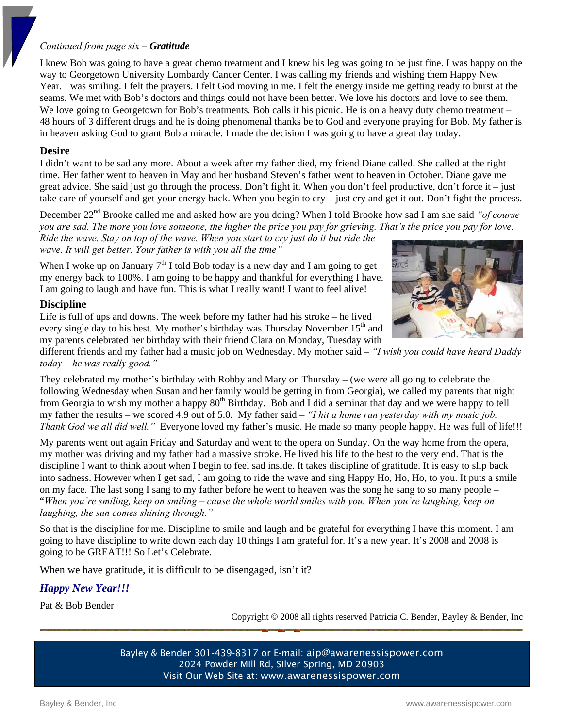*Continued from page six –* ***Gratitude***

I knew Bob was going to have a great chemo treatment and I knew his leg was going to be just fine. I was happy on the way to Georgetown University Lombardy Cancer Center. I was calling my friends and wishing them Happy New Year. I was smiling. I felt the prayers. I felt God moving in me. I felt the energy inside me getting ready to burst at the seams. We met with Bob's doctors and things could not have been better. We love his doctors and love to see them. We love going to Georgetown for Bob's treatments. Bob calls it his picnic. He is on a heavy duty chemo treatment – 48 hours of 3 different drugs and he is doing phenomenal thanks be to God and everyone praying for Bob. My father is in heaven asking God to grant Bob a miracle. I made the decision I was going to have a great day today.

### Desire

I didn't want to be sad any more. About a week after my father died, my friend Diane called. She called at the right time. Her father went to heaven in May and her husband Steven's father went to heaven in October. Diane gave me great advice. She said just go through the process. Don't fight it. When you don't feel productive, don't force it – just take care of yourself and get your energy back. When you begin to cry – just cry and get it out. Don't fight the process.

December 22nd Brooke called me and asked how are you doing? When I told Brooke how sad I am she said *"of course you are sad. The more you love someone, the higher the price you pay for grieving. That's the price you pay for love. Ride the wave. Stay on top of the wave. When you start to cry just do it but ride the wave. It will get better. Your father is with you all the time"*

When I woke up on January 7th I told Bob today is a new day and I am going to get my energy back to 100%. I am going to be happy and thankful for everything I have. I am going to laugh and have fun. This is what I really want! I want to feel alive!

### Discipline

Life is full of ups and downs. The week before my father had his stroke – he lived every single day to his best. My mother's birthday was Thursday November 15th and my parents celebrated her birthday with their friend Clara on Monday, Tuesday with different friends and my father had a music job on Wednesday. My mother said – *"I wish you could have heard Daddy today – he was really good."*

They celebrated my mother's birthday with Robby and Mary on Thursday – (we were all going to celebrate the following Wednesday when Susan and her family would be getting in from Georgia), we called my parents that night from Georgia to wish my mother a happy 80th Birthday. Bob and I did a seminar that day and we were happy to tell my father the results – we scored 4.9 out of 5.0. My father said – *"I hit a home run yesterday with my music job. Thank God we all did well."* Everyone loved my father's music. He made so many people happy. He was full of life!!!

My parents went out again Friday and Saturday and went to the opera on Sunday. On the way home from the opera, my mother was driving and my father had a massive stroke. He lived his life to the best to the very end. That is the discipline I want to think about when I begin to feel sad inside. It takes discipline of gratitude. It is easy to slip back into sadness. However when I get sad, I am going to ride the wave and sing Happy Ho, Ho, Ho, to you. It puts a smile on my face. The last song I sang to my father before he went to heaven was the song he sang to so many people – "*When you're smiling, keep on smiling – cause the whole world smiles with you. When you're laughing, keep on laughing, the sun comes shining through."*

So that is the discipline for me. Discipline to smile and laugh and be grateful for everything I have this moment. I am going to have discipline to write down each day 10 things I am grateful for. It's a new year. It's 2008 and 2008 is going to be GREAT!!! So Let's Celebrate.

When we have gratitude, it is difficult to be disengaged, isn't it?

***Happy New Year!!!***

Pat & Bob Bender

Copyright © 2008 all rights reserved Patricia C. Bender, Bayley & Bender, Inc

Bayley & Bender 301-439-8317 or E-mail: aip@awarenessispower.com
2024 Powder Mill Rd, Silver Spring, MD 20903
Visit Our Web Site at: www.awarenessispower.com